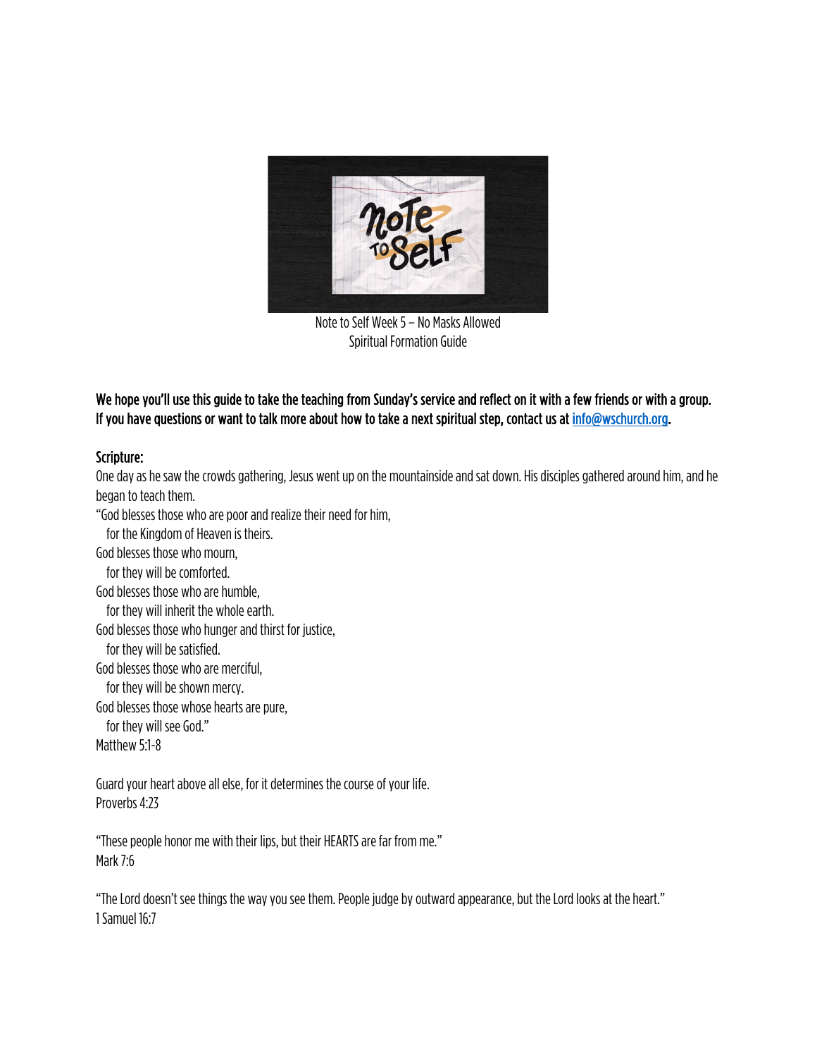Note to Self Week 5 – No Masks Allowed
Spiritual Formation Guide

**We hope you'll use this guide to take the teaching from Sunday's service and reflect on it with a few friends or with a group. If you have questions or want to talk more about how to take a next spiritual step, contact us at [info@wschurch.org](mailto:info@wschurch.org).**

**Scripture:**

One day as he saw the crowds gathering, Jesus went up on the mountainside and sat down. His disciples gathered around him, and he began to teach them.

"God blesses those who are poor and realize their need for him,
  for the Kingdom of Heaven is theirs.
God blesses those who mourn,
  for they will be comforted.
God blesses those who are humble,
  for they will inherit the whole earth.
God blesses those who hunger and thirst for justice,
  for they will be satisfied.
God blesses those who are merciful,
  for they will be shown mercy.
God blesses those whose hearts are pure,
  for they will see God."
Matthew 5:1-8

Guard your heart above all else, for it determines the course of your life.
Proverbs 4:23

"These people honor me with their lips, but their HEARTS are far from me."
Mark 7:6

"The Lord doesn't see things the way you see them. People judge by outward appearance, but the Lord looks at the heart."
1 Samuel 16:7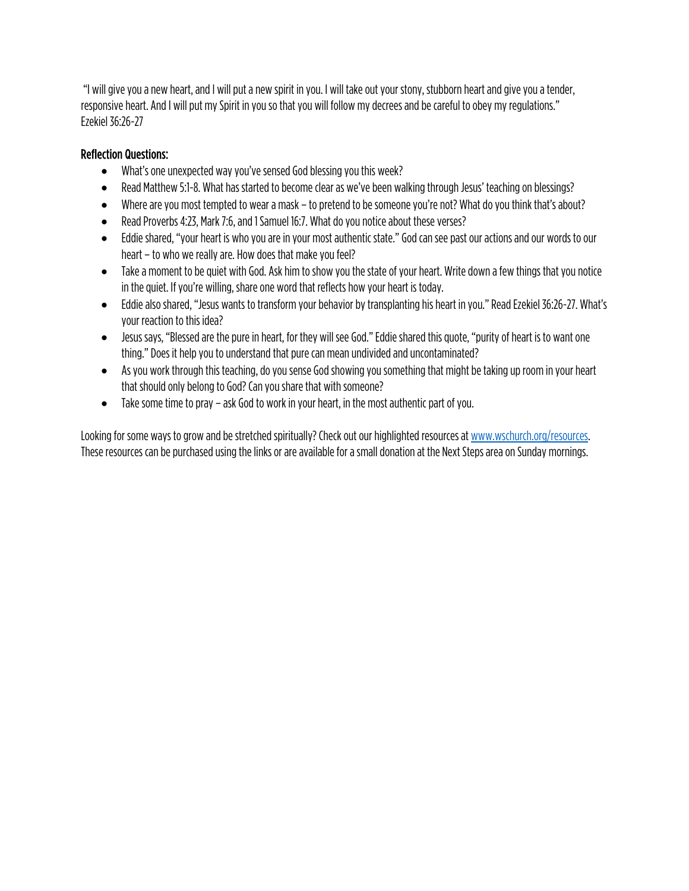"I will give you a new heart, and I will put a new spirit in you. I will take out your stony, stubborn heart and give you a tender, responsive heart. And I will put my Spirit in you so that you will follow my decrees and be careful to obey my regulations."
Ezekiel 36:26-27

**Reflection Questions:**

- What's one unexpected way you've sensed God blessing you this week?
- Read Matthew 5:1-8. What has started to become clear as we've been walking through Jesus' teaching on blessings?
- Where are you most tempted to wear a mask – to pretend to be someone you're not? What do you think that's about?
- Read Proverbs 4:23, Mark 7:6, and 1 Samuel 16:7. What do you notice about these verses?
- Eddie shared, "your heart is who you are in your most authentic state." God can see past our actions and our words to our heart – to who we really are. How does that make you feel?
- Take a moment to be quiet with God. Ask him to show you the state of your heart. Write down a few things that you notice in the quiet. If you're willing, share one word that reflects how your heart is today.
- Eddie also shared, "Jesus wants to transform your behavior by transplanting his heart in you." Read Ezekiel 36:26-27. What's your reaction to this idea?
- Jesus says, "Blessed are the pure in heart, for they will see God." Eddie shared this quote, "purity of heart is to want one thing." Does it help you to understand that pure can mean undivided and uncontaminated?
- As you work through this teaching, do you sense God showing you something that might be taking up room in your heart that should only belong to God? Can you share that with someone?
- Take some time to pray – ask God to work in your heart, in the most authentic part of you.

Looking for some ways to grow and be stretched spiritually? Check out our highlighted resources at [www.wschurch.org/resources](http://www.wschurch.org/resources). These resources can be purchased using the links or are available for a small donation at the Next Steps area on Sunday mornings.